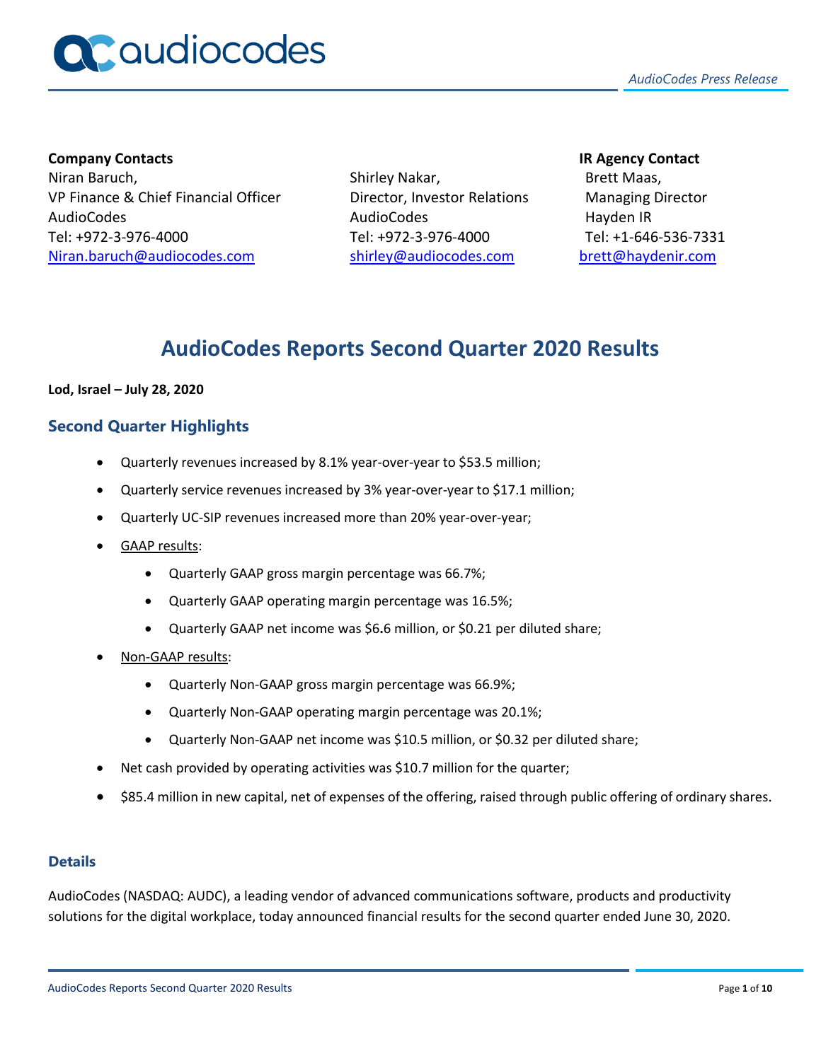audiocodes

*AudioCodes Press Release*

**Company Contacts**

Niran Baruch,
VP Finance & Chief Financial Officer
AudioCodes
Tel: +972-3-976-4000
Niran.baruch@audiocodes.com

Shirley Nakar,
Director, Investor Relations
AudioCodes
Tel: +972-3-976-4000
shirley@audiocodes.com

**IR Agency Contact**

Brett Maas,
Managing Director
Hayden IR
Tel: +1-646-536-7331
brett@haydenir.com

# AudioCodes Reports Second Quarter 2020 Results

**Lod, Israel – July 28, 2020**

## Second Quarter Highlights

- Quarterly revenues increased by 8.1% year-over-year to $53.5 million;
- Quarterly service revenues increased by 3% year-over-year to $17.1 million;
- Quarterly UC-SIP revenues increased more than 20% year-over-year;
- GAAP results:
  - Quarterly GAAP gross margin percentage was 66.7%;
  - Quarterly GAAP operating margin percentage was 16.5%;
  - Quarterly GAAP net income was $6.6 million, or $0.21 per diluted share;
- Non-GAAP results:
  - Quarterly Non-GAAP gross margin percentage was 66.9%;
  - Quarterly Non-GAAP operating margin percentage was 20.1%;
  - Quarterly Non-GAAP net income was $10.5 million, or $0.32 per diluted share;
- Net cash provided by operating activities was $10.7 million for the quarter;
- $85.4 million in new capital, net of expenses of the offering, raised through public offering of ordinary shares.

### Details

AudioCodes (NASDAQ: AUDC), a leading vendor of advanced communications software, products and productivity solutions for the digital workplace, today announced financial results for the second quarter ended June 30, 2020.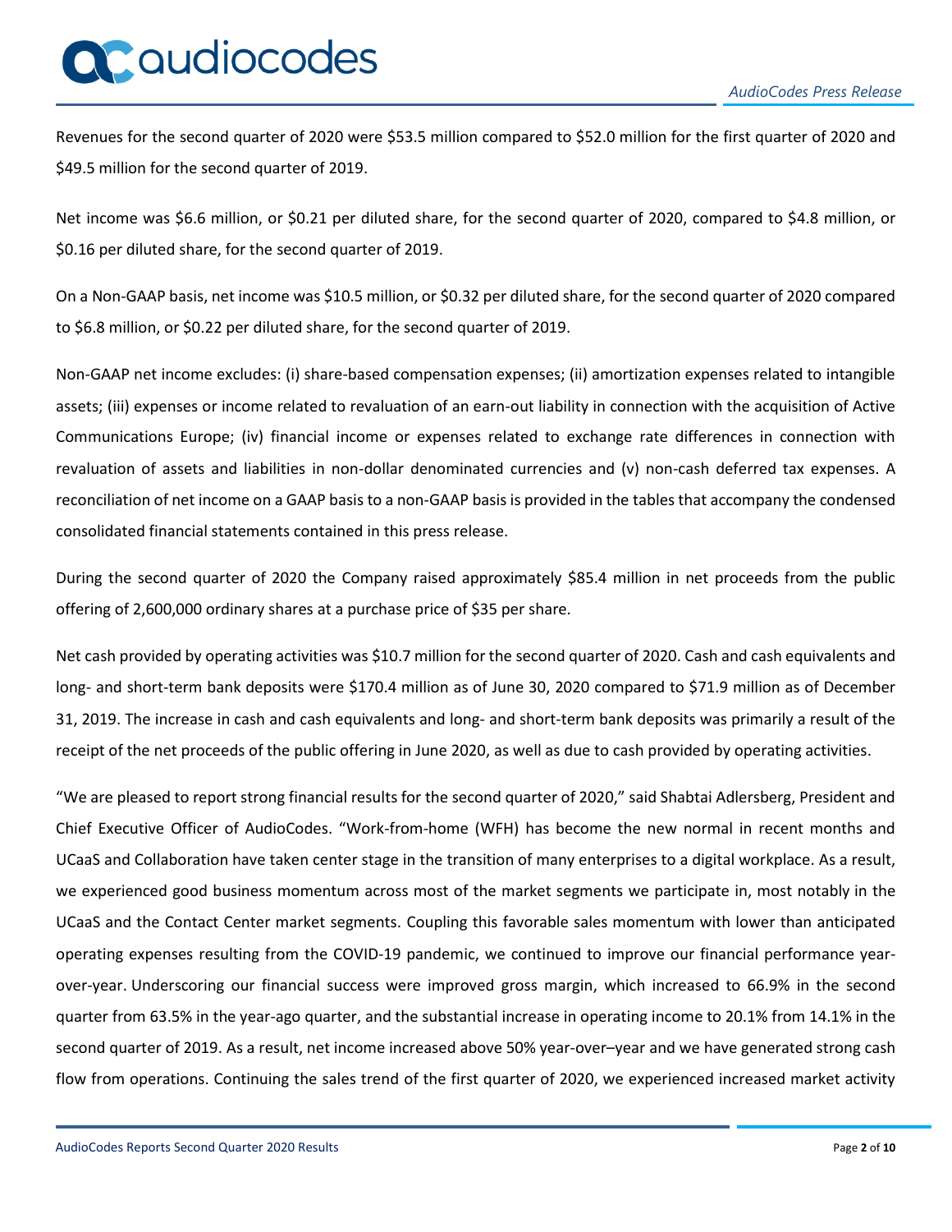Revenues for the second quarter of 2020 were $53.5 million compared to $52.0 million for the first quarter of 2020 and $49.5 million for the second quarter of 2019.

Net income was $6.6 million, or $0.21 per diluted share, for the second quarter of 2020, compared to $4.8 million, or $0.16 per diluted share, for the second quarter of 2019.

On a Non-GAAP basis, net income was $10.5 million, or $0.32 per diluted share, for the second quarter of 2020 compared to $6.8 million, or $0.22 per diluted share, for the second quarter of 2019.

Non-GAAP net income excludes: (i) share-based compensation expenses; (ii) amortization expenses related to intangible assets; (iii) expenses or income related to revaluation of an earn-out liability in connection with the acquisition of Active Communications Europe; (iv) financial income or expenses related to exchange rate differences in connection with revaluation of assets and liabilities in non-dollar denominated currencies and (v) non-cash deferred tax expenses. A reconciliation of net income on a GAAP basis to a non-GAAP basis is provided in the tables that accompany the condensed consolidated financial statements contained in this press release.

During the second quarter of 2020 the Company raised approximately $85.4 million in net proceeds from the public offering of 2,600,000 ordinary shares at a purchase price of $35 per share.

Net cash provided by operating activities was $10.7 million for the second quarter of 2020. Cash and cash equivalents and long- and short-term bank deposits were $170.4 million as of June 30, 2020 compared to $71.9 million as of December 31, 2019. The increase in cash and cash equivalents and long- and short-term bank deposits was primarily a result of the receipt of the net proceeds of the public offering in June 2020, as well as due to cash provided by operating activities.

"We are pleased to report strong financial results for the second quarter of 2020," said Shabtai Adlersberg, President and Chief Executive Officer of AudioCodes. "Work-from-home (WFH) has become the new normal in recent months and UCaaS and Collaboration have taken center stage in the transition of many enterprises to a digital workplace. As a result, we experienced good business momentum across most of the market segments we participate in, most notably in the UCaaS and the Contact Center market segments. Coupling this favorable sales momentum with lower than anticipated operating expenses resulting from the COVID-19 pandemic, we continued to improve our financial performance year-over-year. Underscoring our financial success were improved gross margin, which increased to 66.9% in the second quarter from 63.5% in the year-ago quarter, and the substantial increase in operating income to 20.1% from 14.1% in the second quarter of 2019. As a result, net income increased above 50% year-over–year and we have generated strong cash flow from operations. Continuing the sales trend of the first quarter of 2020, we experienced increased market activity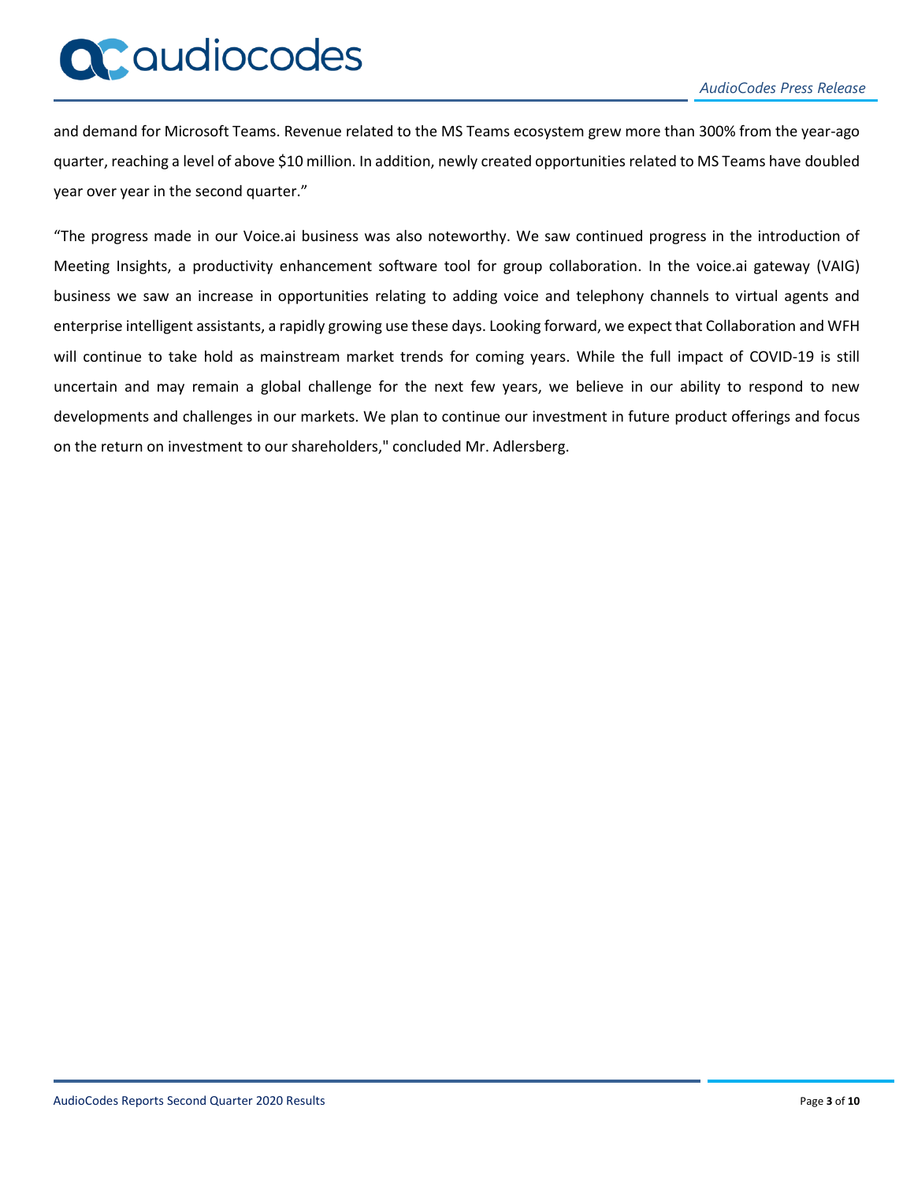and demand for Microsoft Teams. Revenue related to the MS Teams ecosystem grew more than 300% from the year-ago quarter, reaching a level of above $10 million. In addition, newly created opportunities related to MS Teams have doubled year over year in the second quarter."

"The progress made in our Voice.ai business was also noteworthy. We saw continued progress in the introduction of Meeting Insights, a productivity enhancement software tool for group collaboration. In the voice.ai gateway (VAIG) business we saw an increase in opportunities relating to adding voice and telephony channels to virtual agents and enterprise intelligent assistants, a rapidly growing use these days. Looking forward, we expect that Collaboration and WFH will continue to take hold as mainstream market trends for coming years. While the full impact of COVID-19 is still uncertain and may remain a global challenge for the next few years, we believe in our ability to respond to new developments and challenges in our markets. We plan to continue our investment in future product offerings and focus on the return on investment to our shareholders," concluded Mr. Adlersberg.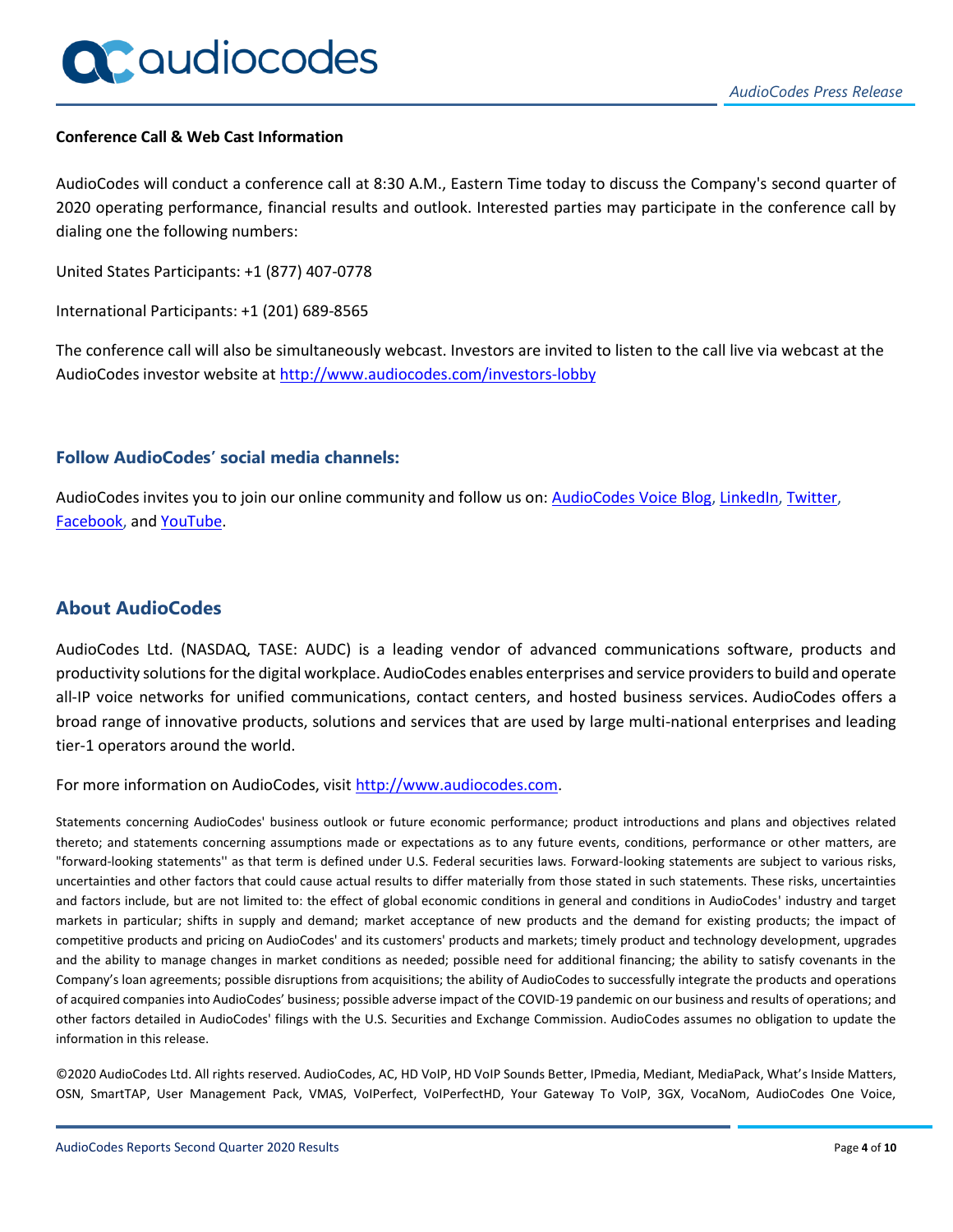**Conference Call & Web Cast Information**

AudioCodes will conduct a conference call at 8:30 A.M., Eastern Time today to discuss the Company's second quarter of 2020 operating performance, financial results and outlook. Interested parties may participate in the conference call by dialing one the following numbers:

United States Participants: +1 (877) 407-0778

International Participants: +1 (201) 689-8565

The conference call will also be simultaneously webcast. Investors are invited to listen to the call live via webcast at the AudioCodes investor website at http://www.audiocodes.com/investors-lobby

## Follow AudioCodes' social media channels:

AudioCodes invites you to join our online community and follow us on: AudioCodes Voice Blog, LinkedIn, Twitter, Facebook, and YouTube.

## About AudioCodes

AudioCodes Ltd. (NASDAQ, TASE: AUDC) is a leading vendor of advanced communications software, products and productivity solutions for the digital workplace. AudioCodes enables enterprises and service providers to build and operate all-IP voice networks for unified communications, contact centers, and hosted business services. AudioCodes offers a broad range of innovative products, solutions and services that are used by large multi-national enterprises and leading tier-1 operators around the world.

For more information on AudioCodes, visit http://www.audiocodes.com.

Statements concerning AudioCodes' business outlook or future economic performance; product introductions and plans and objectives related thereto; and statements concerning assumptions made or expectations as to any future events, conditions, performance or other matters, are "forward-looking statements'' as that term is defined under U.S. Federal securities laws. Forward-looking statements are subject to various risks, uncertainties and other factors that could cause actual results to differ materially from those stated in such statements. These risks, uncertainties and factors include, but are not limited to: the effect of global economic conditions in general and conditions in AudioCodes' industry and target markets in particular; shifts in supply and demand; market acceptance of new products and the demand for existing products; the impact of competitive products and pricing on AudioCodes' and its customers' products and markets; timely product and technology development, upgrades and the ability to manage changes in market conditions as needed; possible need for additional financing; the ability to satisfy covenants in the Company's loan agreements; possible disruptions from acquisitions; the ability of AudioCodes to successfully integrate the products and operations of acquired companies into AudioCodes' business; possible adverse impact of the COVID-19 pandemic on our business and results of operations; and other factors detailed in AudioCodes' filings with the U.S. Securities and Exchange Commission. AudioCodes assumes no obligation to update the information in this release.

©2020 AudioCodes Ltd. All rights reserved. AudioCodes, AC, HD VoIP, HD VoIP Sounds Better, IPmedia, Mediant, MediaPack, What's Inside Matters, OSN, SmartTAP, User Management Pack, VMAS, VoIPerfect, VoIPerfectHD, Your Gateway To VoIP, 3GX, VocaNom, AudioCodes One Voice,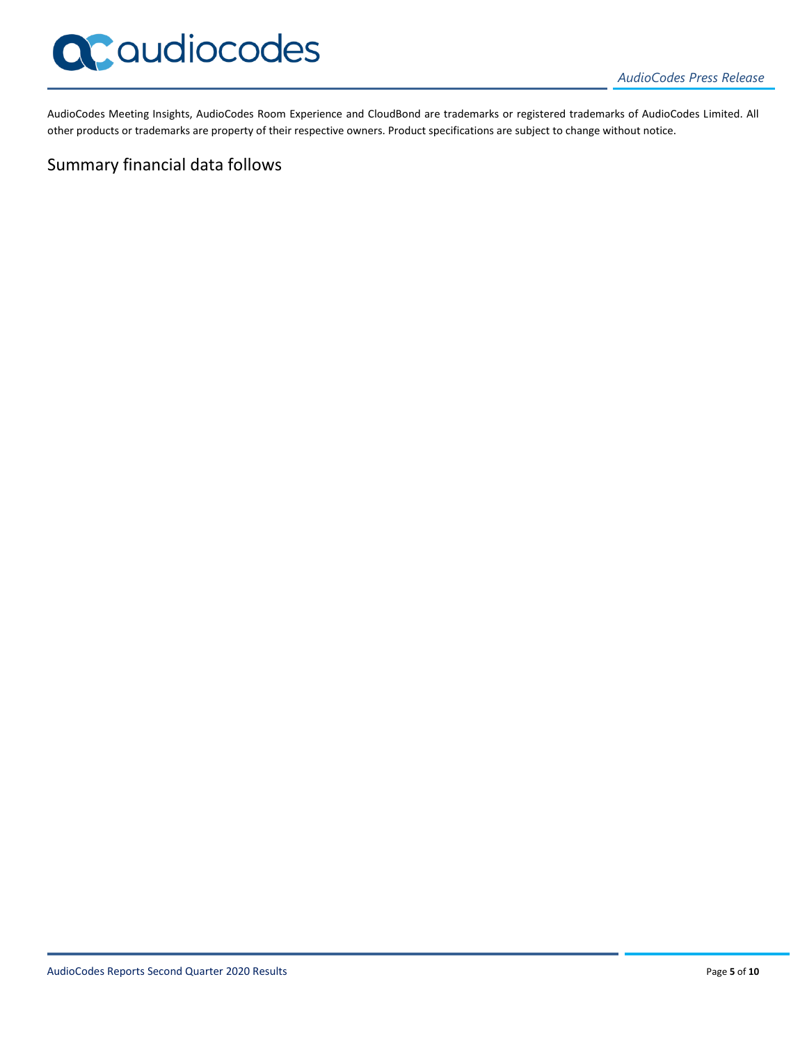AudioCodes Meeting Insights, AudioCodes Room Experience and CloudBond are trademarks or registered trademarks of AudioCodes Limited. All other products or trademarks are property of their respective owners. Product specifications are subject to change without notice.

## Summary financial data follows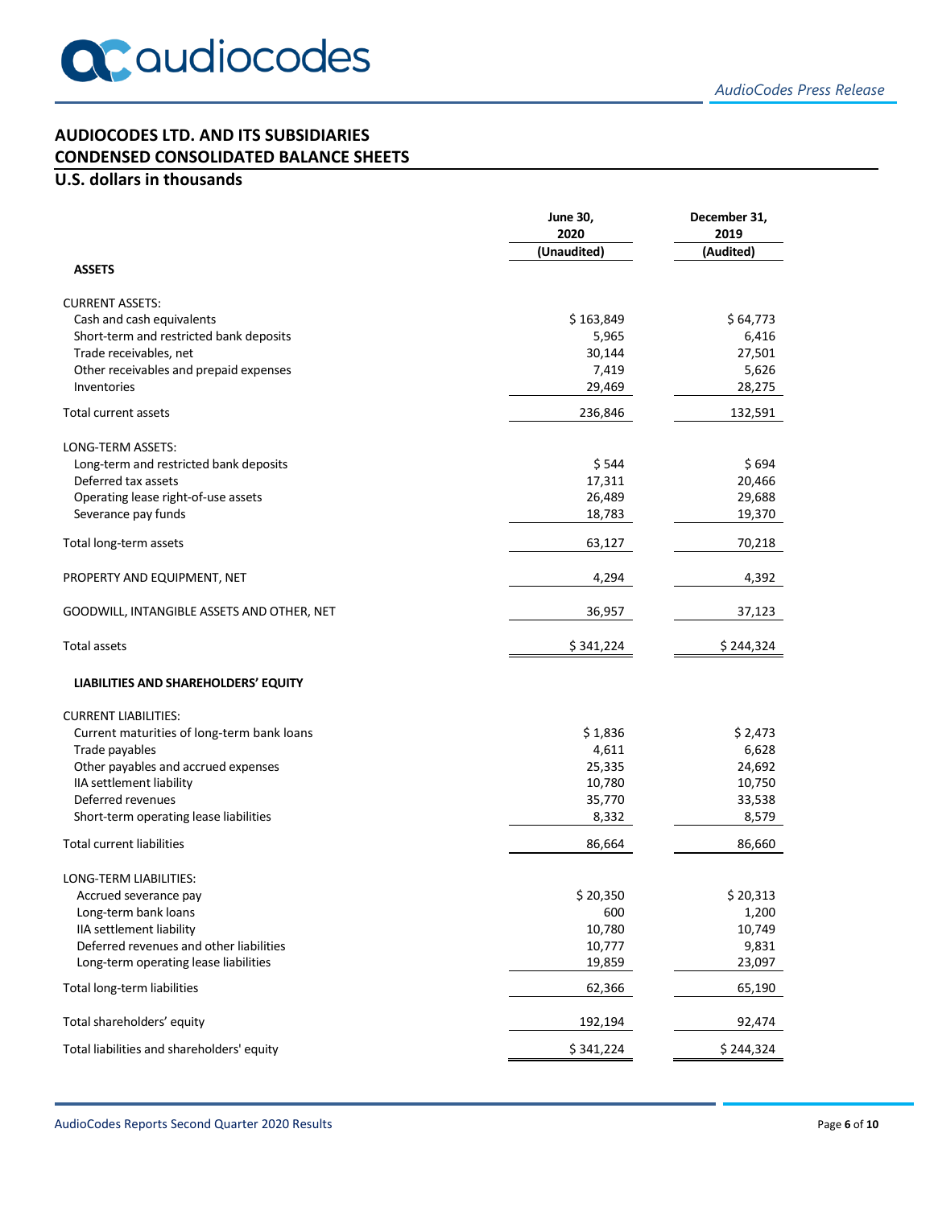## AUDIOCODES LTD. AND ITS SUBSIDIARIES
## CONDENSED CONSOLIDATED BALANCE SHEETS
### U.S. dollars in thousands

| | June 30, 2020 | December 31, 2019 |
|---|---|---|
| | (Unaudited) | (Audited) |
| **ASSETS** | | |
| CURRENT ASSETS: | | |
| Cash and cash equivalents | $ 163,849 | $ 64,773 |
| Short-term and restricted bank deposits | 5,965 | 6,416 |
| Trade receivables, net | 30,144 | 27,501 |
| Other receivables and prepaid expenses | 7,419 | 5,626 |
| Inventories | 29,469 | 28,275 |
| Total current assets | 236,846 | 132,591 |
| LONG-TERM ASSETS: | | |
| Long-term and restricted bank deposits | $ 544 | $ 694 |
| Deferred tax assets | 17,311 | 20,466 |
| Operating lease right-of-use assets | 26,489 | 29,688 |
| Severance pay funds | 18,783 | 19,370 |
| Total long-term assets | 63,127 | 70,218 |
| PROPERTY AND EQUIPMENT, NET | 4,294 | 4,392 |
| GOODWILL, INTANGIBLE ASSETS AND OTHER, NET | 36,957 | 37,123 |
| Total assets | $ 341,224 | $ 244,324 |
| **LIABILITIES AND SHAREHOLDERS' EQUITY** | | |
| CURRENT LIABILITIES: | | |
| Current maturities of long-term bank loans | $ 1,836 | $ 2,473 |
| Trade payables | 4,611 | 6,628 |
| Other payables and accrued expenses | 25,335 | 24,692 |
| IIA settlement liability | 10,780 | 10,750 |
| Deferred revenues | 35,770 | 33,538 |
| Short-term operating lease liabilities | 8,332 | 8,579 |
| Total current liabilities | 86,664 | 86,660 |
| LONG-TERM LIABILITIES: | | |
| Accrued severance pay | $ 20,350 | $ 20,313 |
| Long-term bank loans | 600 | 1,200 |
| IIA settlement liability | 10,780 | 10,749 |
| Deferred revenues and other liabilities | 10,777 | 9,831 |
| Long-term operating lease liabilities | 19,859 | 23,097 |
| Total long-term liabilities | 62,366 | 65,190 |
| Total shareholders' equity | 192,194 | 92,474 |
| Total liabilities and shareholders' equity | $ 341,224 | $ 244,324 |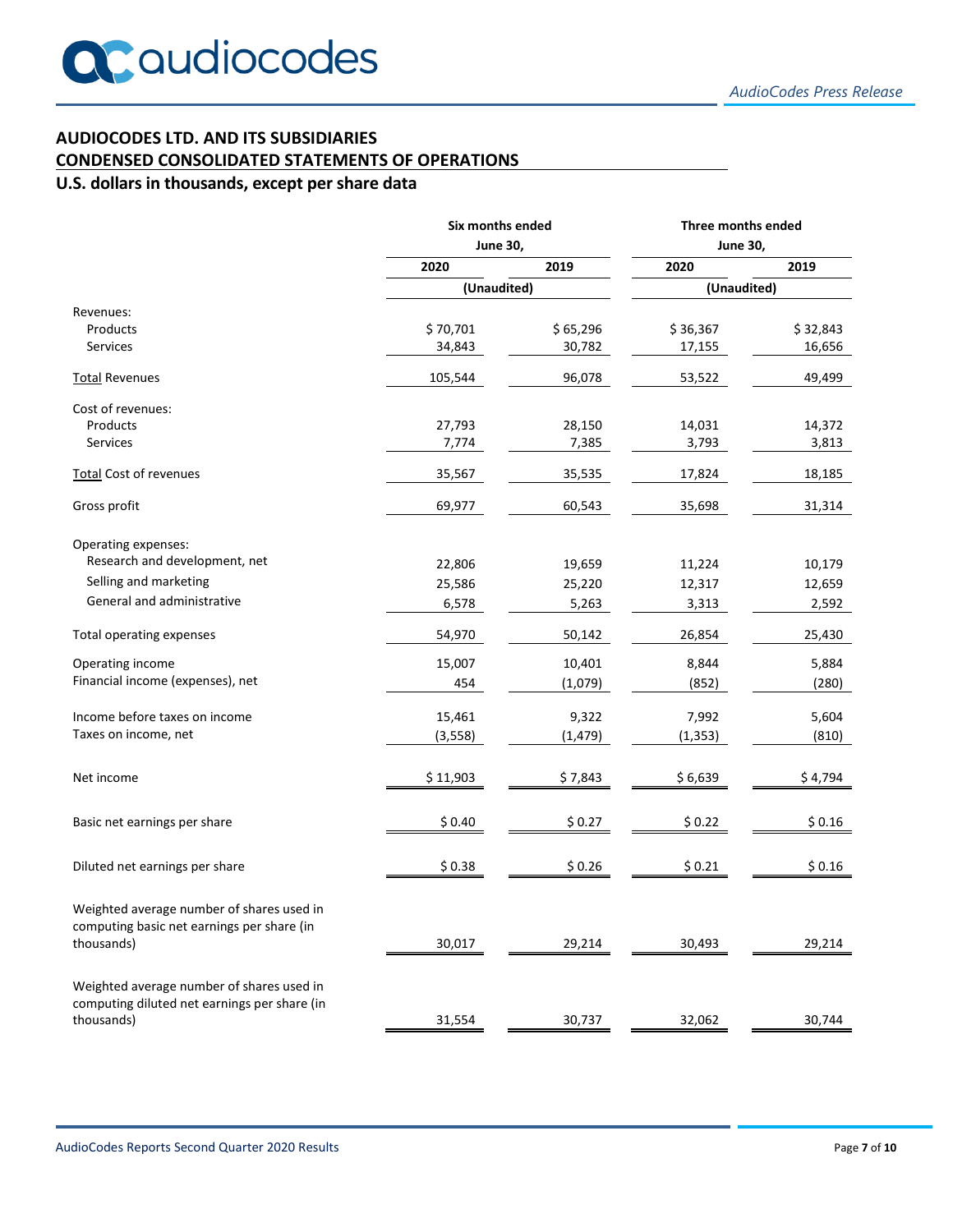## AUDIOCODES LTD. AND ITS SUBSIDIARIES
## CONDENSED CONSOLIDATED STATEMENTS OF OPERATIONS
### U.S. dollars in thousands, except per share data

| | Six months ended June 30, | | Three months ended June 30, | |
|---|---|---|---|---|
| | 2020 | 2019 | 2020 | 2019 |
| | (Unaudited) | | (Unaudited) | |
| Revenues: | | | | |
| Products | $ 70,701 | $ 65,296 | $ 36,367 | $ 32,843 |
| Services | 34,843 | 30,782 | 17,155 | 16,656 |
| Total Revenues | 105,544 | 96,078 | 53,522 | 49,499 |
| Cost of revenues: | | | | |
| Products | 27,793 | 28,150 | 14,031 | 14,372 |
| Services | 7,774 | 7,385 | 3,793 | 3,813 |
| Total Cost of revenues | 35,567 | 35,535 | 17,824 | 18,185 |
| Gross profit | 69,977 | 60,543 | 35,698 | 31,314 |
| Operating expenses: | | | | |
| Research and development, net | 22,806 | 19,659 | 11,224 | 10,179 |
| Selling and marketing | 25,586 | 25,220 | 12,317 | 12,659 |
| General and administrative | 6,578 | 5,263 | 3,313 | 2,592 |
| Total operating expenses | 54,970 | 50,142 | 26,854 | 25,430 |
| Operating income | 15,007 | 10,401 | 8,844 | 5,884 |
| Financial income (expenses), net | 454 | (1,079) | (852) | (280) |
| Income before taxes on income | 15,461 | 9,322 | 7,992 | 5,604 |
| Taxes on income, net | (3,558) | (1,479) | (1,353) | (810) |
| Net income | $ 11,903 | $ 7,843 | $ 6,639 | $ 4,794 |
| Basic net earnings per share | $ 0.40 | $ 0.27 | $ 0.22 | $ 0.16 |
| Diluted net earnings per share | $ 0.38 | $ 0.26 | $ 0.21 | $ 0.16 |
| Weighted average number of shares used in computing basic net earnings per share (in thousands) | 30,017 | 29,214 | 30,493 | 29,214 |
| Weighted average number of shares used in computing diluted net earnings per share (in thousands) | 31,554 | 30,737 | 32,062 | 30,744 |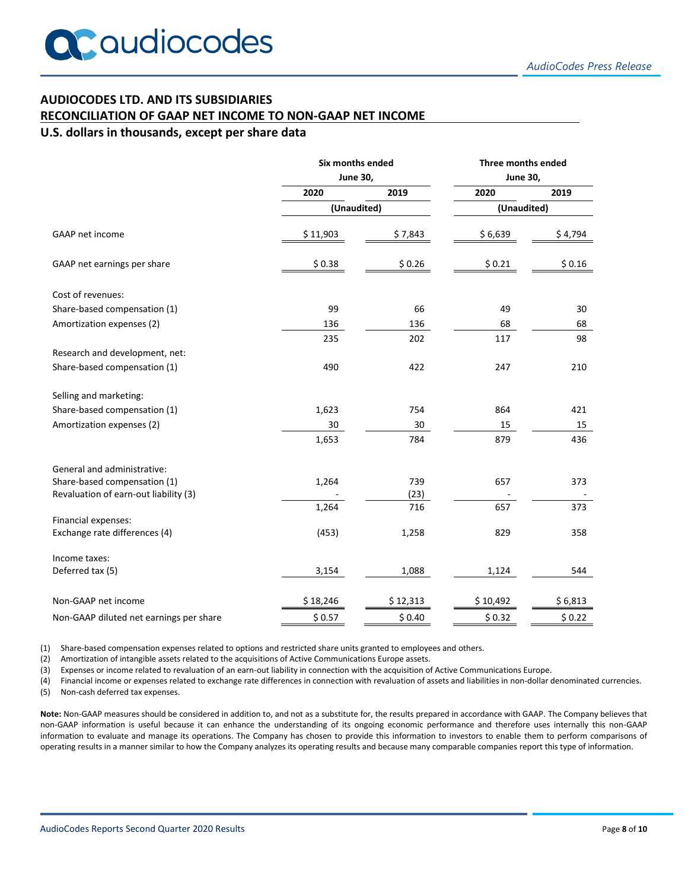## AUDIOCODES LTD. AND ITS SUBSIDIARIES

## RECONCILIATION OF GAAP NET INCOME TO NON-GAAP NET INCOME

### U.S. dollars in thousands, except per share data

| | Six months ended June 30, | | Three months ended June 30, | |
|---|---|---|---|---|
| | 2020 | 2019 | 2020 | 2019 |
| | (Unaudited) | | (Unaudited) | |
| GAAP net income | $ 11,903 | $ 7,843 | $ 6,639 | $ 4,794 |
| GAAP net earnings per share | $ 0.38 | $ 0.26 | $ 0.21 | $ 0.16 |
| Cost of revenues: | | | | |
| Share-based compensation (1) | 99 | 66 | 49 | 30 |
| Amortization expenses (2) | 136 | 136 | 68 | 68 |
| | 235 | 202 | 117 | 98 |
| Research and development, net: | | | | |
| Share-based compensation (1) | 490 | 422 | 247 | 210 |
| Selling and marketing: | | | | |
| Share-based compensation (1) | 1,623 | 754 | 864 | 421 |
| Amortization expenses (2) | 30 | 30 | 15 | 15 |
| | 1,653 | 784 | 879 | 436 |
| General and administrative: | | | | |
| Share-based compensation (1) | 1,264 | 739 | 657 | 373 |
| Revaluation of earn-out liability (3) | - | (23) | - | - |
| | 1,264 | 716 | 657 | 373 |
| Financial expenses: | | | | |
| Exchange rate differences (4) | (453) | 1,258 | 829 | 358 |
| Income taxes: | | | | |
| Deferred tax (5) | 3,154 | 1,088 | 1,124 | 544 |
| Non-GAAP net income | $ 18,246 | $ 12,313 | $ 10,492 | $ 6,813 |
| Non-GAAP diluted net earnings per share | $ 0.57 | $ 0.40 | $ 0.32 | $ 0.22 |

(1) Share-based compensation expenses related to options and restricted share units granted to employees and others.
(2) Amortization of intangible assets related to the acquisitions of Active Communications Europe assets.
(3) Expenses or income related to revaluation of an earn-out liability in connection with the acquisition of Active Communications Europe.
(4) Financial income or expenses related to exchange rate differences in connection with revaluation of assets and liabilities in non-dollar denominated currencies.
(5) Non-cash deferred tax expenses.

**Note:** Non-GAAP measures should be considered in addition to, and not as a substitute for, the results prepared in accordance with GAAP. The Company believes that non-GAAP information is useful because it can enhance the understanding of its ongoing economic performance and therefore uses internally this non-GAAP information to evaluate and manage its operations. The Company has chosen to provide this information to investors to enable them to perform comparisons of operating results in a manner similar to how the Company analyzes its operating results and because many comparable companies report this type of information.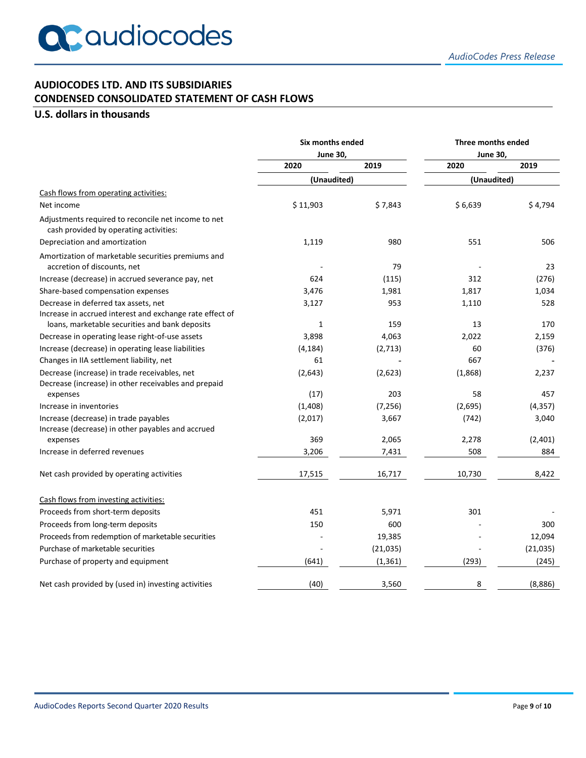# AUDIOCODES LTD. AND ITS SUBSIDIARIES
# CONDENSED CONSOLIDATED STATEMENT OF CASH FLOWS

## U.S. dollars in thousands

| | Six months ended June 30, | | Three months ended June 30, | |
|---|---|---|---|---|
| | 2020 | 2019 | 2020 | 2019 |
| | (Unaudited) | | (Unaudited) | |
| Cash flows from operating activities: | | | | |
| Net income | $ 11,903 | $ 7,843 | $ 6,639 | $ 4,794 |
| Adjustments required to reconcile net income to net cash provided by operating activities: | | | | |
| Depreciation and amortization | 1,119 | 980 | 551 | 506 |
| Amortization of marketable securities premiums and accretion of discounts, net | - | 79 | - | 23 |
| Increase (decrease) in accrued severance pay, net | 624 | (115) | 312 | (276) |
| Share-based compensation expenses | 3,476 | 1,981 | 1,817 | 1,034 |
| Decrease in deferred tax assets, net | 3,127 | 953 | 1,110 | 528 |
| Increase in accrued interest and exchange rate effect of loans, marketable securities and bank deposits | 1 | 159 | 13 | 170 |
| Decrease in operating lease right-of-use assets | 3,898 | 4,063 | 2,022 | 2,159 |
| Increase (decrease) in operating lease liabilities | (4,184) | (2,713) | 60 | (376) |
| Changes in IIA settlement liability, net | 61 | - | 667 | - |
| Decrease (increase) in trade receivables, net | (2,643) | (2,623) | (1,868) | 2,237 |
| Decrease (increase) in other receivables and prepaid expenses | (17) | 203 | 58 | 457 |
| Increase in inventories | (1,408) | (7,256) | (2,695) | (4,357) |
| Increase (decrease) in trade payables | (2,017) | 3,667 | (742) | 3,040 |
| Increase (decrease) in other payables and accrued expenses | 369 | 2,065 | 2,278 | (2,401) |
| Increase in deferred revenues | 3,206 | 7,431 | 508 | 884 |
| Net cash provided by operating activities | 17,515 | 16,717 | 10,730 | 8,422 |
| Cash flows from investing activities: | | | | |
| Proceeds from short-term deposits | 451 | 5,971 | 301 | - |
| Proceeds from long-term deposits | 150 | 600 | - | 300 |
| Proceeds from redemption of marketable securities | - | 19,385 | - | 12,094 |
| Purchase of marketable securities | - | (21,035) | - | (21,035) |
| Purchase of property and equipment | (641) | (1,361) | (293) | (245) |
| Net cash provided by (used in) investing activities | (40) | 3,560 | 8 | (8,886) |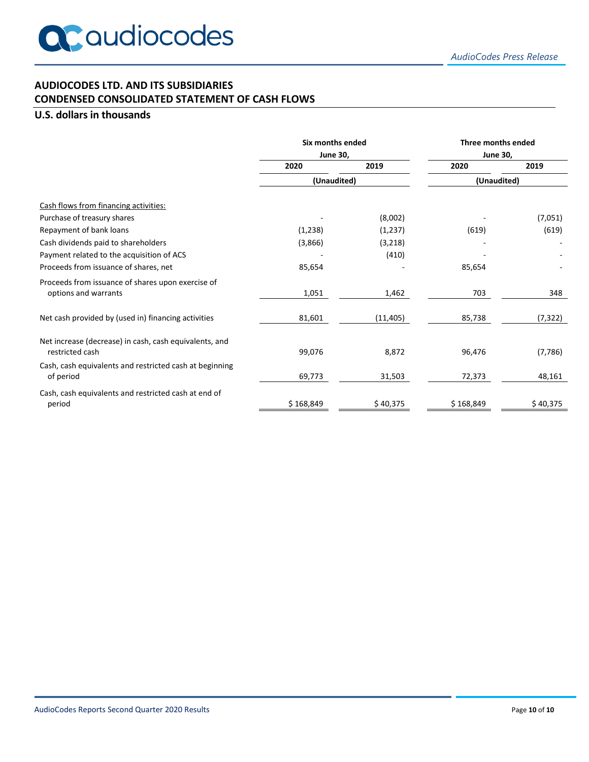# AUDIOCODES LTD. AND ITS SUBSIDIARIES

# CONDENSED CONSOLIDATED STATEMENT OF CASH FLOWS

## U.S. dollars in thousands

| | Six months ended June 30, | | Three months ended June 30, | |
|---|---|---|---|---|
| | 2020 | 2019 | 2020 | 2019 |
| | (Unaudited) | | (Unaudited) | |
| Cash flows from financing activities: | | | | |
| Purchase of treasury shares | - | (8,002) | - | (7,051) |
| Repayment of bank loans | (1,238) | (1,237) | (619) | (619) |
| Cash dividends paid to shareholders | (3,866) | (3,218) | - | - |
| Payment related to the acquisition of ACS | - | (410) | - | - |
| Proceeds from issuance of shares, net | 85,654 | - | 85,654 | - |
| Proceeds from issuance of shares upon exercise of options and warrants | 1,051 | 1,462 | 703 | 348 |
| Net cash provided by (used in) financing activities | 81,601 | (11,405) | 85,738 | (7,322) |
| Net increase (decrease) in cash, cash equivalents, and restricted cash | 99,076 | 8,872 | 96,476 | (7,786) |
| Cash, cash equivalents and restricted cash at beginning of period | 69,773 | 31,503 | 72,373 | 48,161 |
| Cash, cash equivalents and restricted cash at end of period | $ 168,849 | $ 40,375 | $ 168,849 | $ 40,375 |